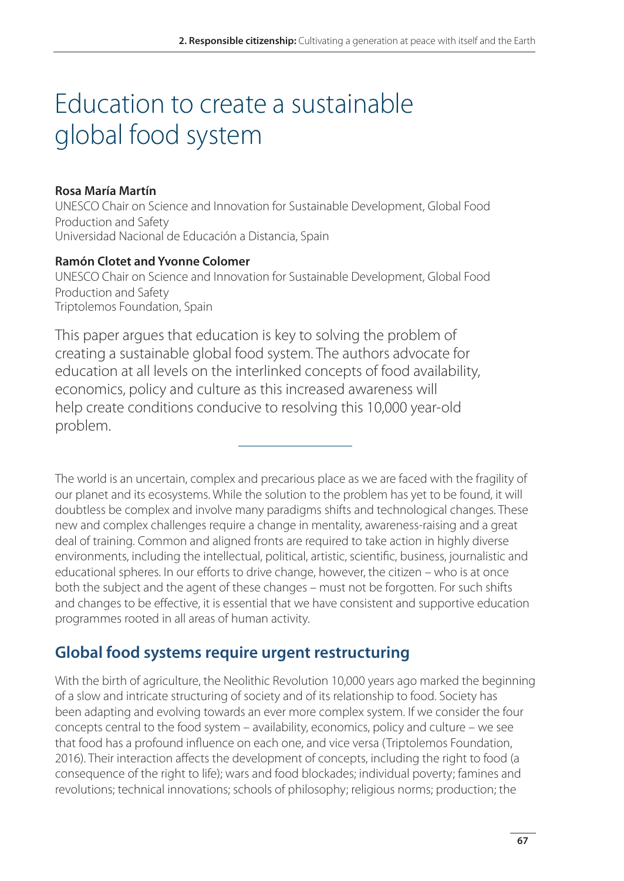# Education to create a sustainable global food system

**Rosa María Martín**
UNESCO Chair on Science and Innovation for Sustainable Development, Global Food Production and Safety
Universidad Nacional de Educación a Distancia, Spain

**Ramón Clotet and Yvonne Colomer**
UNESCO Chair on Science and Innovation for Sustainable Development, Global Food Production and Safety
Triptolemos Foundation, Spain

This paper argues that education is key to solving the problem of creating a sustainable global food system. The authors advocate for education at all levels on the interlinked concepts of food availability, economics, policy and culture as this increased awareness will help create conditions conducive to resolving this 10,000 year-old problem.

---

The world is an uncertain, complex and precarious place as we are faced with the fragility of our planet and its ecosystems. While the solution to the problem has yet to be found, it will doubtless be complex and involve many paradigms shifts and technological changes. These new and complex challenges require a change in mentality, awareness-raising and a great deal of training. Common and aligned fronts are required to take action in highly diverse environments, including the intellectual, political, artistic, scientific, business, journalistic and educational spheres. In our efforts to drive change, however, the citizen – who is at once both the subject and the agent of these changes – must not be forgotten. For such shifts and changes to be effective, it is essential that we have consistent and supportive education programmes rooted in all areas of human activity.

## Global food systems require urgent restructuring

With the birth of agriculture, the Neolithic Revolution 10,000 years ago marked the beginning of a slow and intricate structuring of society and of its relationship to food. Society has been adapting and evolving towards an ever more complex system. If we consider the four concepts central to the food system – availability, economics, policy and culture – we see that food has a profound influence on each one, and vice versa (Triptolemos Foundation, 2016). Their interaction affects the development of concepts, including the right to food (a consequence of the right to life); wars and food blockades; individual poverty; famines and revolutions; technical innovations; schools of philosophy; religious norms; production; the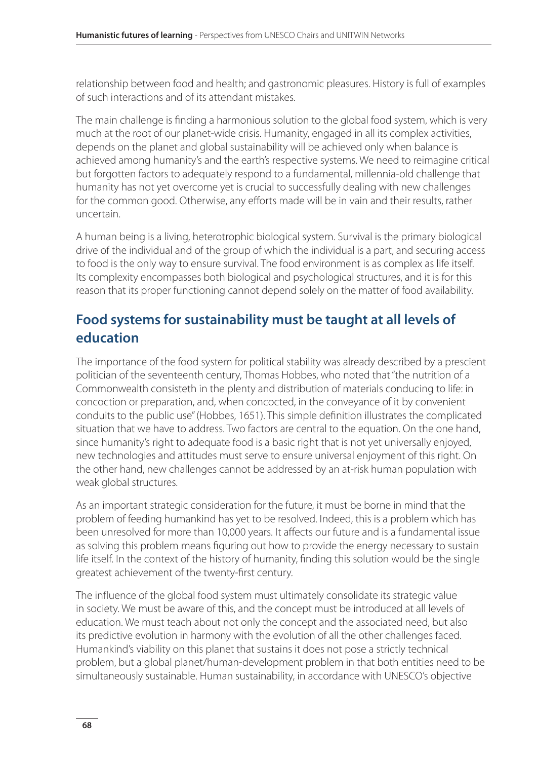relationship between food and health; and gastronomic pleasures. History is full of examples of such interactions and of its attendant mistakes.

The main challenge is finding a harmonious solution to the global food system, which is very much at the root of our planet-wide crisis. Humanity, engaged in all its complex activities, depends on the planet and global sustainability will be achieved only when balance is achieved among humanity's and the earth's respective systems. We need to reimagine critical but forgotten factors to adequately respond to a fundamental, millennia-old challenge that humanity has not yet overcome yet is crucial to successfully dealing with new challenges for the common good. Otherwise, any efforts made will be in vain and their results, rather uncertain.

A human being is a living, heterotrophic biological system. Survival is the primary biological drive of the individual and of the group of which the individual is a part, and securing access to food is the only way to ensure survival. The food environment is as complex as life itself. Its complexity encompasses both biological and psychological structures, and it is for this reason that its proper functioning cannot depend solely on the matter of food availability.

## Food systems for sustainability must be taught at all levels of education

The importance of the food system for political stability was already described by a prescient politician of the seventeenth century, Thomas Hobbes, who noted that "the nutrition of a Commonwealth consisteth in the plenty and distribution of materials conducing to life: in concoction or preparation, and, when concocted, in the conveyance of it by convenient conduits to the public use" (Hobbes, 1651). This simple definition illustrates the complicated situation that we have to address. Two factors are central to the equation. On the one hand, since humanity's right to adequate food is a basic right that is not yet universally enjoyed, new technologies and attitudes must serve to ensure universal enjoyment of this right. On the other hand, new challenges cannot be addressed by an at-risk human population with weak global structures.

As an important strategic consideration for the future, it must be borne in mind that the problem of feeding humankind has yet to be resolved. Indeed, this is a problem which has been unresolved for more than 10,000 years. It affects our future and is a fundamental issue as solving this problem means figuring out how to provide the energy necessary to sustain life itself. In the context of the history of humanity, finding this solution would be the single greatest achievement of the twenty-first century.

The influence of the global food system must ultimately consolidate its strategic value in society. We must be aware of this, and the concept must be introduced at all levels of education. We must teach about not only the concept and the associated need, but also its predictive evolution in harmony with the evolution of all the other challenges faced. Humankind's viability on this planet that sustains it does not pose a strictly technical problem, but a global planet/human-development problem in that both entities need to be simultaneously sustainable. Human sustainability, in accordance with UNESCO's objective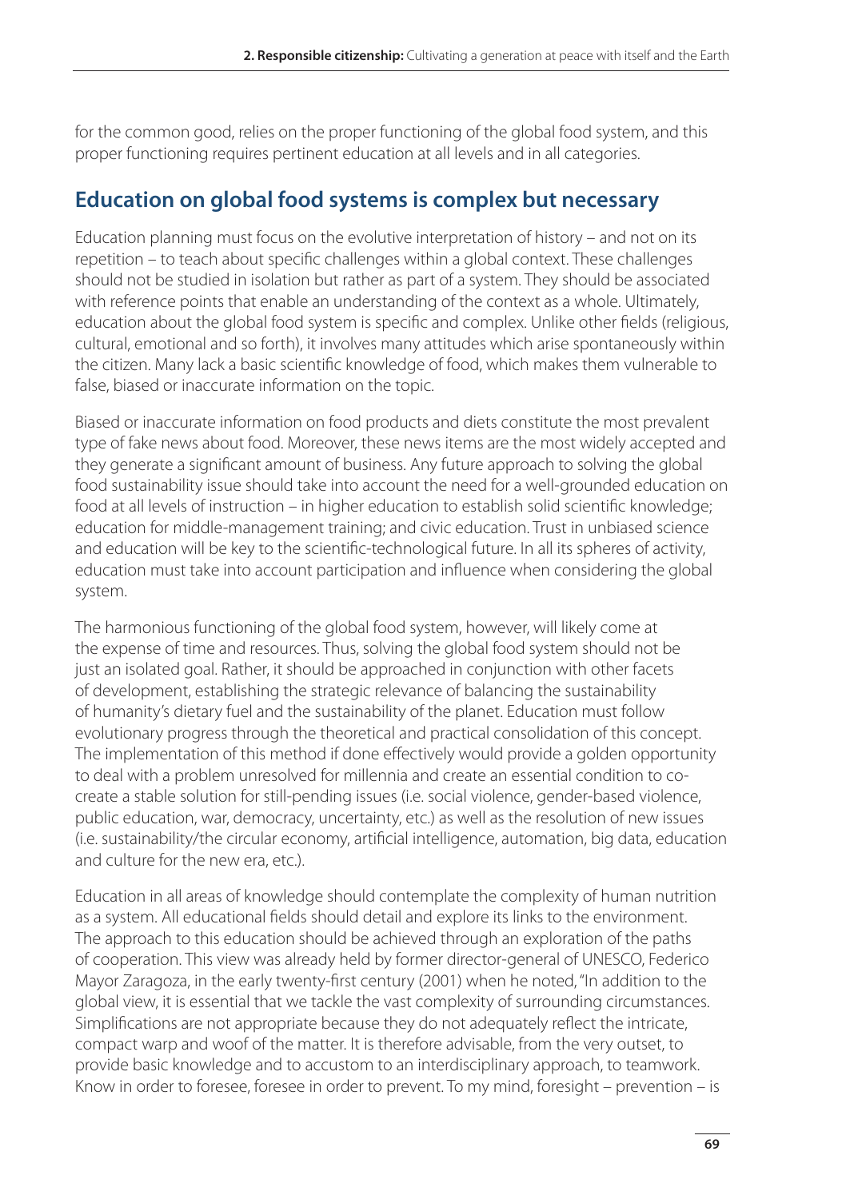for the common good, relies on the proper functioning of the global food system, and this proper functioning requires pertinent education at all levels and in all categories.

## Education on global food systems is complex but necessary

Education planning must focus on the evolutive interpretation of history – and not on its repetition – to teach about specific challenges within a global context. These challenges should not be studied in isolation but rather as part of a system. They should be associated with reference points that enable an understanding of the context as a whole. Ultimately, education about the global food system is specific and complex. Unlike other fields (religious, cultural, emotional and so forth), it involves many attitudes which arise spontaneously within the citizen. Many lack a basic scientific knowledge of food, which makes them vulnerable to false, biased or inaccurate information on the topic.

Biased or inaccurate information on food products and diets constitute the most prevalent type of fake news about food. Moreover, these news items are the most widely accepted and they generate a significant amount of business. Any future approach to solving the global food sustainability issue should take into account the need for a well-grounded education on food at all levels of instruction – in higher education to establish solid scientific knowledge; education for middle-management training; and civic education. Trust in unbiased science and education will be key to the scientific-technological future. In all its spheres of activity, education must take into account participation and influence when considering the global system.

The harmonious functioning of the global food system, however, will likely come at the expense of time and resources. Thus, solving the global food system should not be just an isolated goal. Rather, it should be approached in conjunction with other facets of development, establishing the strategic relevance of balancing the sustainability of humanity's dietary fuel and the sustainability of the planet. Education must follow evolutionary progress through the theoretical and practical consolidation of this concept. The implementation of this method if done effectively would provide a golden opportunity to deal with a problem unresolved for millennia and create an essential condition to co-create a stable solution for still-pending issues (i.e. social violence, gender-based violence, public education, war, democracy, uncertainty, etc.) as well as the resolution of new issues (i.e. sustainability/the circular economy, artificial intelligence, automation, big data, education and culture for the new era, etc.).

Education in all areas of knowledge should contemplate the complexity of human nutrition as a system. All educational fields should detail and explore its links to the environment. The approach to this education should be achieved through an exploration of the paths of cooperation. This view was already held by former director-general of UNESCO, Federico Mayor Zaragoza, in the early twenty-first century (2001) when he noted, "In addition to the global view, it is essential that we tackle the vast complexity of surrounding circumstances. Simplifications are not appropriate because they do not adequately reflect the intricate, compact warp and woof of the matter. It is therefore advisable, from the very outset, to provide basic knowledge and to accustom to an interdisciplinary approach, to teamwork. Know in order to foresee, foresee in order to prevent. To my mind, foresight – prevention – is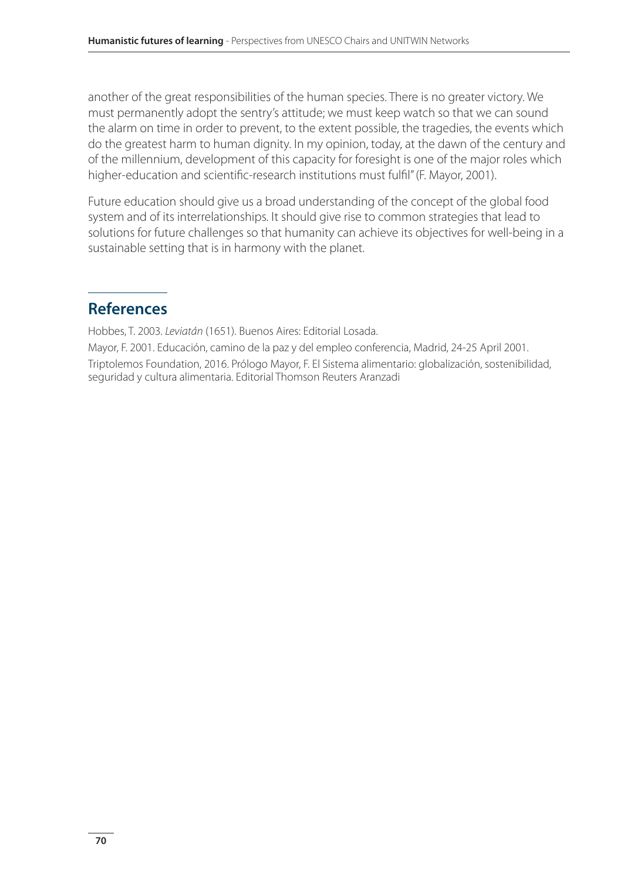another of the great responsibilities of the human species. There is no greater victory. We must permanently adopt the sentry's attitude; we must keep watch so that we can sound the alarm on time in order to prevent, to the extent possible, the tragedies, the events which do the greatest harm to human dignity. In my opinion, today, at the dawn of the century and of the millennium, development of this capacity for foresight is one of the major roles which higher-education and scientific-research institutions must fulfil" (F. Mayor, 2001).

Future education should give us a broad understanding of the concept of the global food system and of its interrelationships. It should give rise to common strategies that lead to solutions for future challenges so that humanity can achieve its objectives for well-being in a sustainable setting that is in harmony with the planet.

## References

Hobbes, T. 2003. *Leviatán* (1651). Buenos Aires: Editorial Losada.

Mayor, F. 2001. Educación, camino de la paz y del empleo conferencia, Madrid, 24-25 April 2001.

Triptolemos Foundation, 2016. Prólogo Mayor, F. El Sistema alimentario: globalización, sostenibilidad, seguridad y cultura alimentaria. Editorial Thomson Reuters Aranzadi